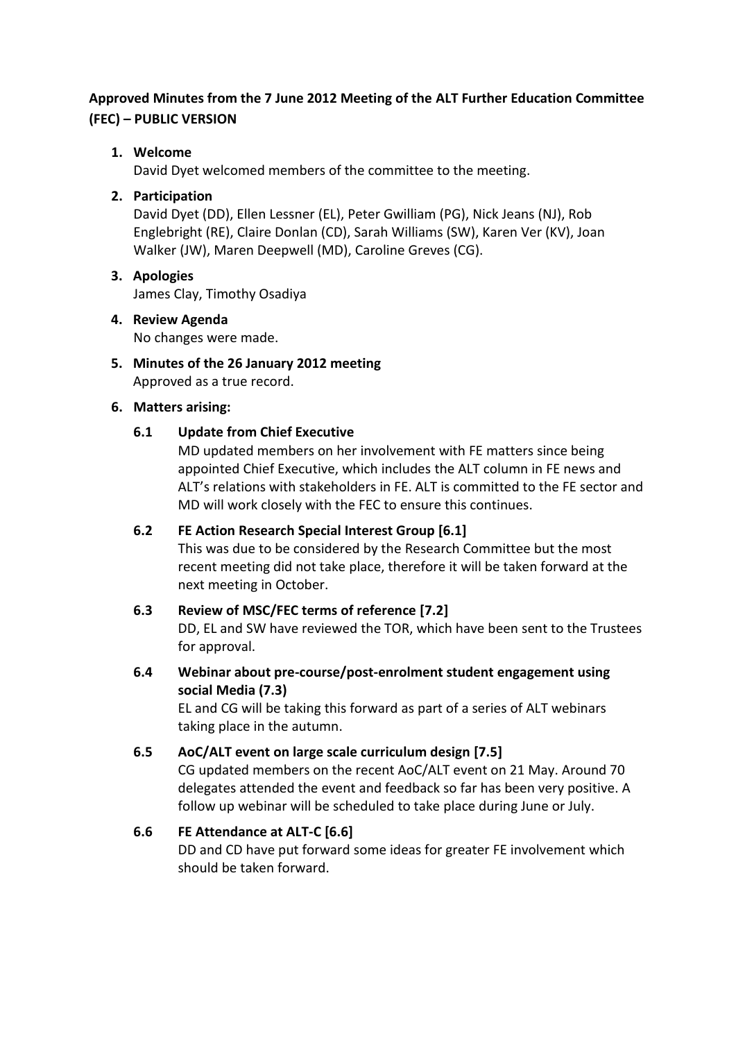**Approved Minutes from the 7 June 2012 Meeting of the ALT Further Education Committee (FEC) – PUBLIC VERSION**

1. **Welcome**
   David Dyet welcomed members of the committee to the meeting.

2. **Participation**
   David Dyet (DD), Ellen Lessner (EL), Peter Gwilliam (PG), Nick Jeans (NJ), Rob Englebright (RE), Claire Donlan (CD), Sarah Williams (SW), Karen Ver (KV), Joan Walker (JW), Maren Deepwell (MD), Caroline Greves (CG).

3. **Apologies**
   James Clay, Timothy Osadiya

4. **Review Agenda**
   No changes were made.

5. **Minutes of the 26 January 2012 meeting**
   Approved as a true record.

6. **Matters arising:**

   **6.1 Update from Chief Executive**
   MD updated members on her involvement with FE matters since being appointed Chief Executive, which includes the ALT column in FE news and ALT's relations with stakeholders in FE. ALT is committed to the FE sector and MD will work closely with the FEC to ensure this continues.

   **6.2 FE Action Research Special Interest Group [6.1]**
   This was due to be considered by the Research Committee but the most recent meeting did not take place, therefore it will be taken forward at the next meeting in October.

   **6.3 Review of MSC/FEC terms of reference [7.2]**
   DD, EL and SW have reviewed the TOR, which have been sent to the Trustees for approval.

   **6.4 Webinar about pre-course/post-enrolment student engagement using social Media (7.3)**
   EL and CG will be taking this forward as part of a series of ALT webinars taking place in the autumn.

   **6.5 AoC/ALT event on large scale curriculum design [7.5]**
   CG updated members on the recent AoC/ALT event on 21 May. Around 70 delegates attended the event and feedback so far has been very positive. A follow up webinar will be scheduled to take place during June or July.

   **6.6 FE Attendance at ALT-C [6.6]**
   DD and CD have put forward some ideas for greater FE involvement which should be taken forward.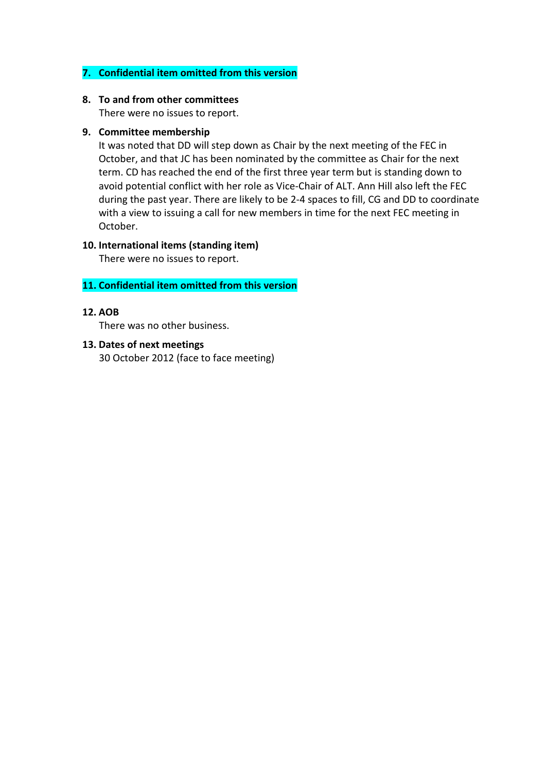**7. Confidential item omitted from this version**

**8. To and from other committees**

There were no issues to report.

**9. Committee membership**

It was noted that DD will step down as Chair by the next meeting of the FEC in October, and that JC has been nominated by the committee as Chair for the next term. CD has reached the end of the first three year term but is standing down to avoid potential conflict with her role as Vice-Chair of ALT. Ann Hill also left the FEC during the past year. There are likely to be 2-4 spaces to fill, CG and DD to coordinate with a view to issuing a call for new members in time for the next FEC meeting in October.

**10. International items (standing item)**

There were no issues to report.

**11. Confidential item omitted from this version**

**12. AOB**

There was no other business.

**13. Dates of next meetings**

30 October 2012 (face to face meeting)